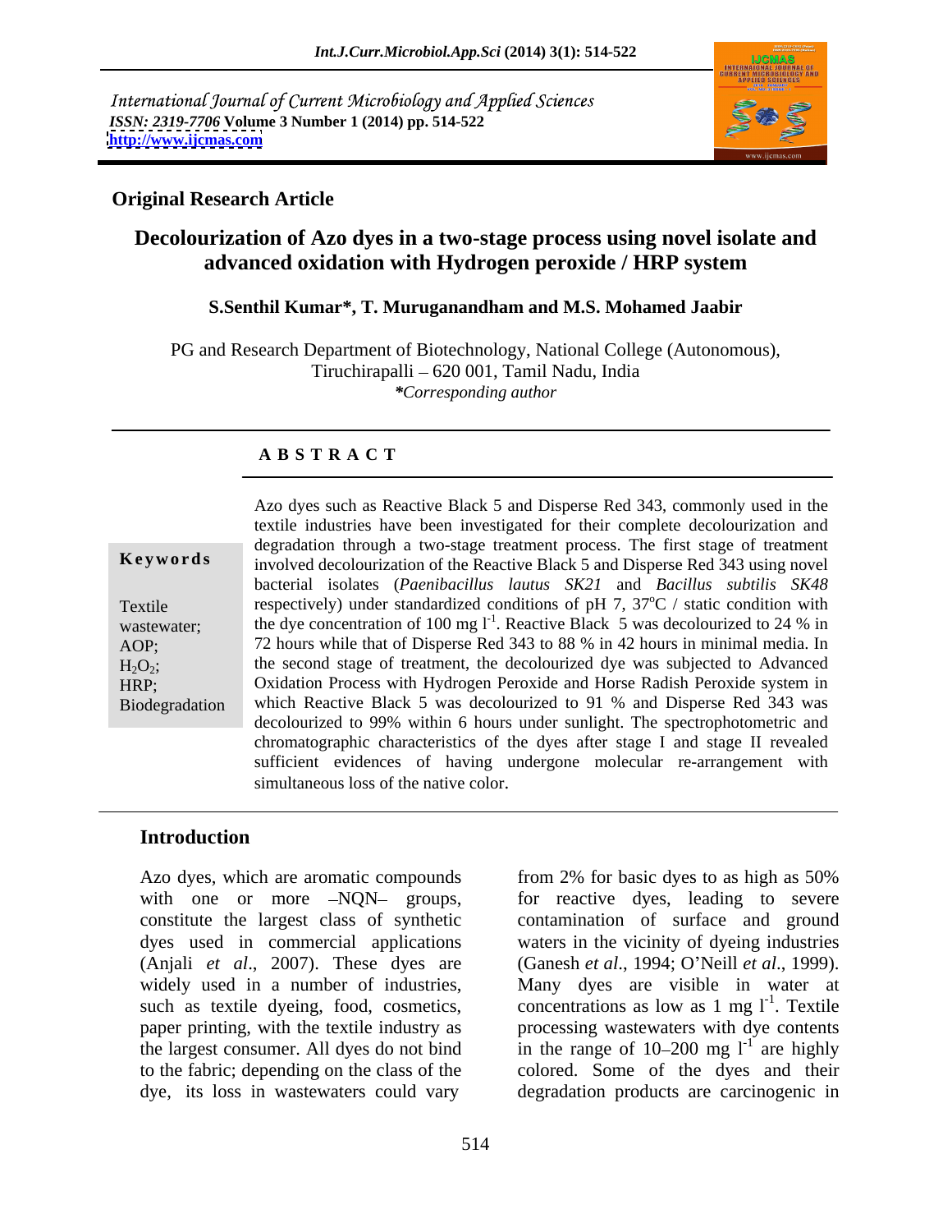International Journal of Current Microbiology and Applied Sciences
*ISSN: 2319-7706* **Volume 3 Number 1 (2014) pp. 514-522**
**http://www.ijcmas.com**

**Original Research Article**

# Decolourization of Azo dyes in a two-stage process using novel isolate and advanced oxidation with Hydrogen peroxide / HRP system

**S.Senthil Kumar\*, T. Muruganandham and M.S. Mohamed Jaabir**

PG and Research Department of Biotechnology, National College (Autonomous), Tiruchirapalli – 620 001, Tamil Nadu, India
*\*Corresponding author*

## A B S T R A C T

**Keywords**

Textile wastewater; AOP; $H_2O_2$; HRP; Biodegradation

Azo dyes such as Reactive Black 5 and Disperse Red 343, commonly used in the textile industries have been investigated for their complete decolourization and degradation through a two-stage treatment process. The first stage of treatment involved decolourization of the Reactive Black 5 and Disperse Red 343 using novel bacterial isolates (*Paenibacillus lautus SK21* and *Bacillus subtilis SK48* respectively) under standardized conditions of pH 7, 37°C / static condition with the dye concentration of 100 mg $l^{-1}$. Reactive Black 5 was decolourized to 24 % in 72 hours while that of Disperse Red 343 to 88 % in 42 hours in minimal media. In the second stage of treatment, the decolourized dye was subjected to Advanced Oxidation Process with Hydrogen Peroxide and Horse Radish Peroxide system in which Reactive Black 5 was decolourized to 91 % and Disperse Red 343 was decolourized to 99% within 6 hours under sunlight. The spectrophotometric and chromatographic characteristics of the dyes after stage I and stage II revealed sufficient evidences of having undergone molecular re-arrangement with simultaneous loss of the native color.

## Introduction

Azo dyes, which are aromatic compounds with one or more –NQN– groups, constitute the largest class of synthetic dyes used in commercial applications (Anjali *et al*., 2007). These dyes are widely used in a number of industries, such as textile dyeing, food, cosmetics, paper printing, with the textile industry as the largest consumer. All dyes do not bind to the fabric; depending on the class of the dye, its loss in wastewaters could vary from 2% for basic dyes to as high as 50% for reactive dyes, leading to severe contamination of surface and ground waters in the vicinity of dyeing industries (Ganesh *et al*., 1994; O'Neill *et al*., 1999). Many dyes are visible in water at concentrations as low as 1 mg $l^{-1}$. Textile processing wastewaters with dye contents in the range of 10–200 mg $l^{-1}$ are highly colored. Some of the dyes and their degradation products are carcinogenic in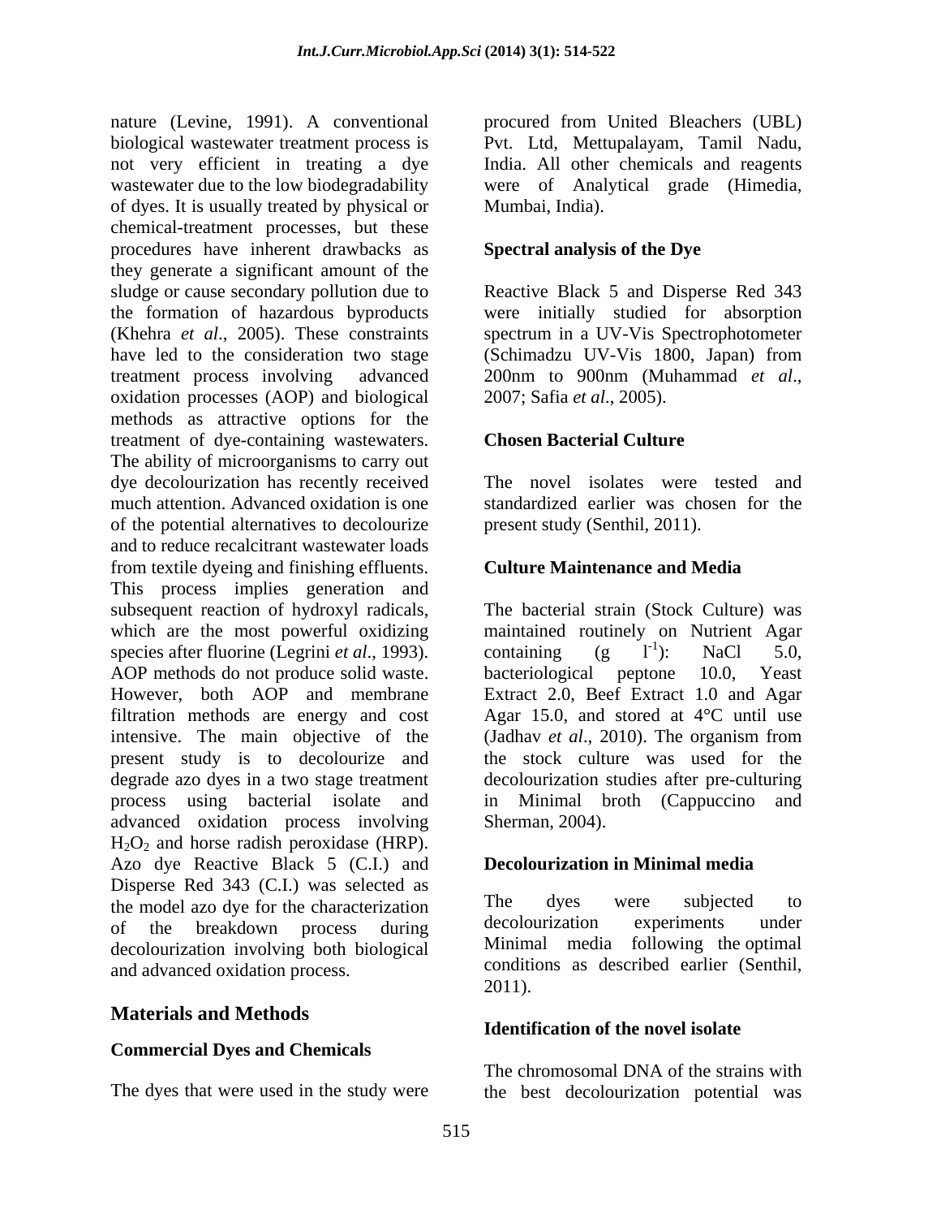nature (Levine, 1991). A conventional biological wastewater treatment process is not very efficient in treating a dye wastewater due to the low biodegradability of dyes. It is usually treated by physical or chemical-treatment processes, but these procedures have inherent drawbacks as they generate a significant amount of the sludge or cause secondary pollution due to the formation of hazardous byproducts (Khehra *et al*., 2005). These constraints have led to the consideration two stage treatment process involving advanced oxidation processes (AOP) and biological methods as attractive options for the treatment of dye-containing wastewaters. The ability of microorganisms to carry out dye decolourization has recently received much attention. Advanced oxidation is one of the potential alternatives to decolourize and to reduce recalcitrant wastewater loads from textile dyeing and finishing effluents. This process implies generation and subsequent reaction of hydroxyl radicals, which are the most powerful oxidizing species after fluorine (Legrini *et al*., 1993). AOP methods do not produce solid waste. However, both AOP and membrane filtration methods are energy and cost intensive. The main objective of the present study is to decolourize and degrade azo dyes in a two stage treatment process using bacterial isolate and advanced oxidation process involving $H_2O_2$ and horse radish peroxidase (HRP). Azo dye Reactive Black 5 (C.I.) and Disperse Red 343 (C.I.) was selected as the model azo dye for the characterization of the breakdown process during decolourization involving both biological and advanced oxidation process.

## Materials and Methods

### Commercial Dyes and Chemicals

The dyes that were used in the study were procured from United Bleachers (UBL) Pvt. Ltd, Mettupalayam, Tamil Nadu, India. All other chemicals and reagents were of Analytical grade (Himedia, Mumbai, India).

### Spectral analysis of the Dye

Reactive Black 5 and Disperse Red 343 were initially studied for absorption spectrum in a UV-Vis Spectrophotometer (Schimadzu UV-Vis 1800, Japan) from 200nm to 900nm (Muhammad *et al*., 2007; Safia *et al*., 2005).

### Chosen Bacterial Culture

The novel isolates were tested and standardized earlier was chosen for the present study (Senthil, 2011).

### Culture Maintenance and Media

The bacterial strain (Stock Culture) was maintained routinely on Nutrient Agar containing (g $l^{-1}$): NaCl 5.0, bacteriological peptone 10.0, Yeast Extract 2.0, Beef Extract 1.0 and Agar Agar 15.0, and stored at 4°C until use (Jadhav *et al*., 2010). The organism from the stock culture was used for the decolourization studies after pre-culturing in Minimal broth (Cappuccino and Sherman, 2004).

### Decolourization in Minimal media

The dyes were subjected to decolourization experiments under Minimal media following the optimal conditions as described earlier (Senthil, 2011).

### Identification of the novel isolate

The chromosomal DNA of the strains with the best decolourization potential was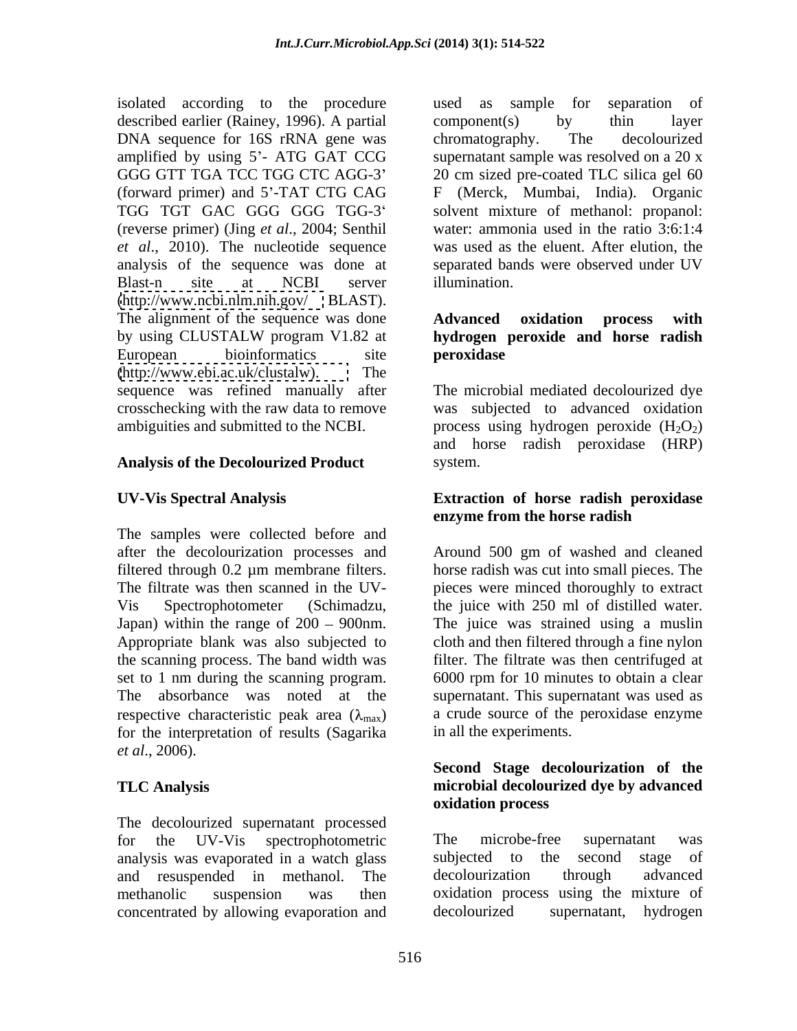isolated according to the procedure described earlier (Rainey, 1996). A partial DNA sequence for 16S rRNA gene was amplified by using 5'- ATG GAT CCG GGG GTT TGA TCC TGG CTC AGG-3' (forward primer) and 5'-TAT CTG CAG TGG TGT GAC GGG GGG TGG-3' (reverse primer) (Jing *et al*., 2004; Senthil *et al*., 2010). The nucleotide sequence analysis of the sequence was done at Blast-n site at NCBI server (http://www.ncbi.nlm.nih.gov/ BLAST). The alignment of the sequence was done by using CLUSTALW program V1.82 at European bioinformatics site (http://www.ebi.ac.uk/clustalw). The sequence was refined manually after crosschecking with the raw data to remove ambiguities and submitted to the NCBI.

## Analysis of the Decolourized Product

### UV-Vis Spectral Analysis

The samples were collected before and after the decolourization processes and filtered through 0.2 µm membrane filters. The filtrate was then scanned in the UV-Vis Spectrophotometer (Schimadzu, Japan) within the range of 200 – 900nm. Appropriate blank was also subjected to the scanning process. The band width was set to 1 nm during the scanning program. The absorbance was noted at the respective characteristic peak area ($\lambda_{max}$) for the interpretation of results (Sagarika *et al*., 2006).

### TLC Analysis

The decolourized supernatant processed for the UV-Vis spectrophotometric analysis was evaporated in a watch glass and resuspended in methanol. The methanolic suspension was then concentrated by allowing evaporation and used as sample for separation of component(s) by thin layer chromatography. The decolourized supernatant sample was resolved on a 20 x 20 cm sized pre-coated TLC silica gel 60 F (Merck, Mumbai, India). Organic solvent mixture of methanol: propanol: water: ammonia used in the ratio 3:6:1:4 was used as the eluent. After elution, the separated bands were observed under UV illumination.

### Advanced oxidation process with hydrogen peroxide and horse radish peroxidase

The microbial mediated decolourized dye was subjected to advanced oxidation process using hydrogen peroxide ($H_2O_2$) and horse radish peroxidase (HRP) system.

### Extraction of horse radish peroxidase enzyme from the horse radish

Around 500 gm of washed and cleaned horse radish was cut into small pieces. The pieces were minced thoroughly to extract the juice with 250 ml of distilled water. The juice was strained using a muslin cloth and then filtered through a fine nylon filter. The filtrate was then centrifuged at 6000 rpm for 10 minutes to obtain a clear supernatant. This supernatant was used as a crude source of the peroxidase enzyme in all the experiments.

### Second Stage decolourization of the microbial decolourized dye by advanced oxidation process

The microbe-free supernatant was subjected to the second stage of decolourization through advanced oxidation process using the mixture of decolourized supernatant, hydrogen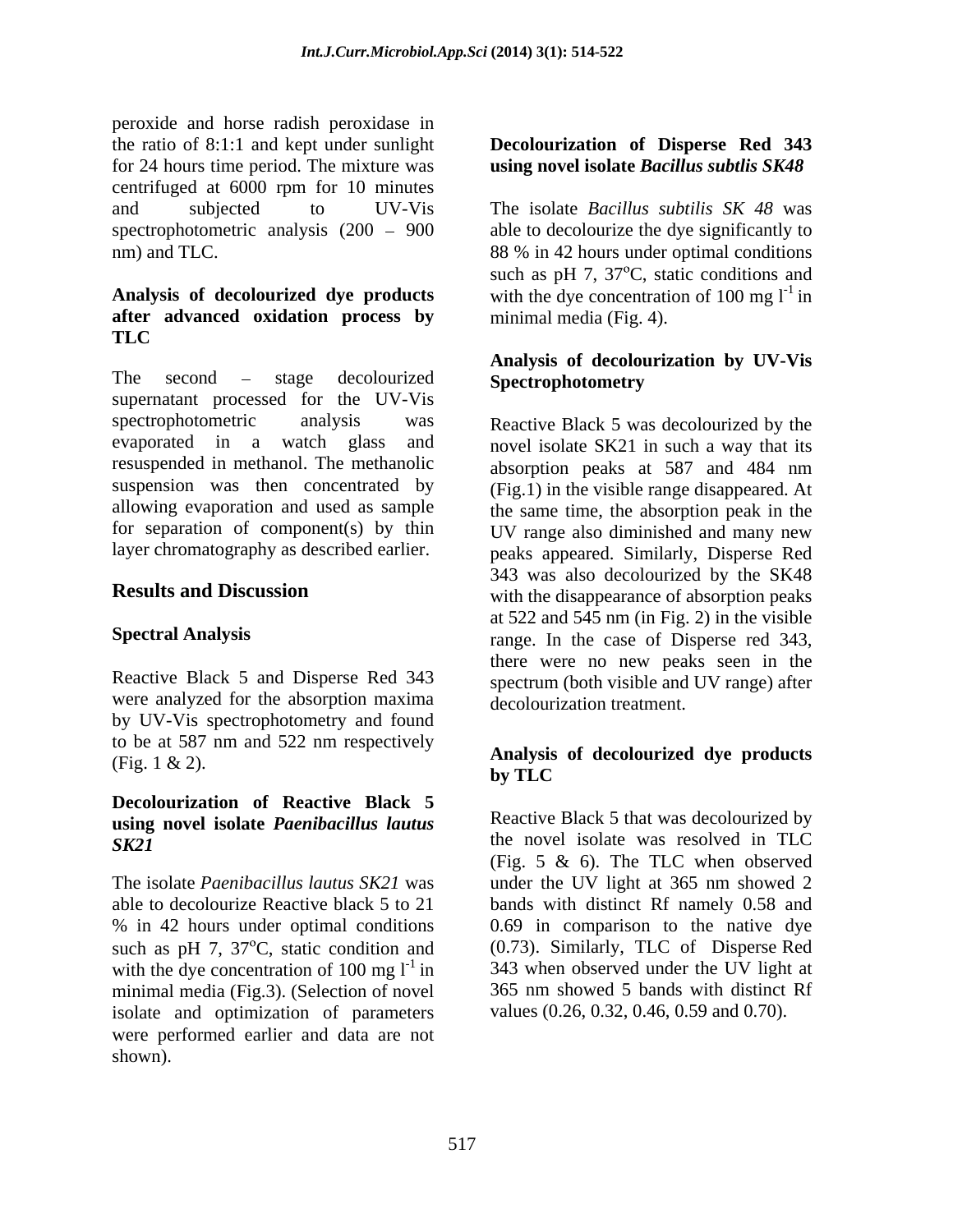peroxide and horse radish peroxidase in the ratio of 8:1:1 and kept under sunlight for 24 hours time period. The mixture was centrifuged at 6000 rpm for 10 minutes and subjected to UV-Vis spectrophotometric analysis (200 – 900 nm) and TLC.

**Analysis of decolourized dye products after advanced oxidation process by TLC**

The second – stage decolourized supernatant processed for the UV-Vis spectrophotometric analysis was evaporated in a watch glass and resuspended in methanol. The methanolic suspension was then concentrated by allowing evaporation and used as sample for separation of component(s) by thin layer chromatography as described earlier.

## Results and Discussion

### Spectral Analysis

Reactive Black 5 and Disperse Red 343 were analyzed for the absorption maxima by UV-Vis spectrophotometry and found to be at 587 nm and 522 nm respectively (Fig. 1 & 2).

**Decolourization of Reactive Black 5 using novel isolate *Paenibacillus lautus SK21***

The isolate *Paenibacillus lautus SK21* was able to decolourize Reactive black 5 to 21 % in 42 hours under optimal conditions such as pH 7, 37°C, static condition and with the dye concentration of 100 mg $l^{-1}$ in minimal media (Fig.3). (Selection of novel isolate and optimization of parameters were performed earlier and data are not shown).

**Decolourization of Disperse Red 343 using novel isolate *Bacillus subtlis SK48***

The isolate *Bacillus subtilis SK 48* was able to decolourize the dye significantly to 88 % in 42 hours under optimal conditions such as pH 7, 37°C, static conditions and with the dye concentration of 100 mg $l^{-1}$ in minimal media (Fig. 4).

**Analysis of decolourization by UV-Vis Spectrophotometry**

Reactive Black 5 was decolourized by the novel isolate SK21 in such a way that its absorption peaks at 587 and 484 nm (Fig.1) in the visible range disappeared. At the same time, the absorption peak in the UV range also diminished and many new peaks appeared. Similarly, Disperse Red 343 was also decolourized by the SK48 with the disappearance of absorption peaks at 522 and 545 nm (in Fig. 2) in the visible range. In the case of Disperse red 343, there were no new peaks seen in the spectrum (both visible and UV range) after decolourization treatment.

**Analysis of decolourized dye products by TLC**

Reactive Black 5 that was decolourized by the novel isolate was resolved in TLC (Fig. 5 & 6). The TLC when observed under the UV light at 365 nm showed 2 bands with distinct Rf namely 0.58 and 0.69 in comparison to the native dye (0.73). Similarly, TLC of Disperse Red 343 when observed under the UV light at 365 nm showed 5 bands with distinct Rf values (0.26, 0.32, 0.46, 0.59 and 0.70).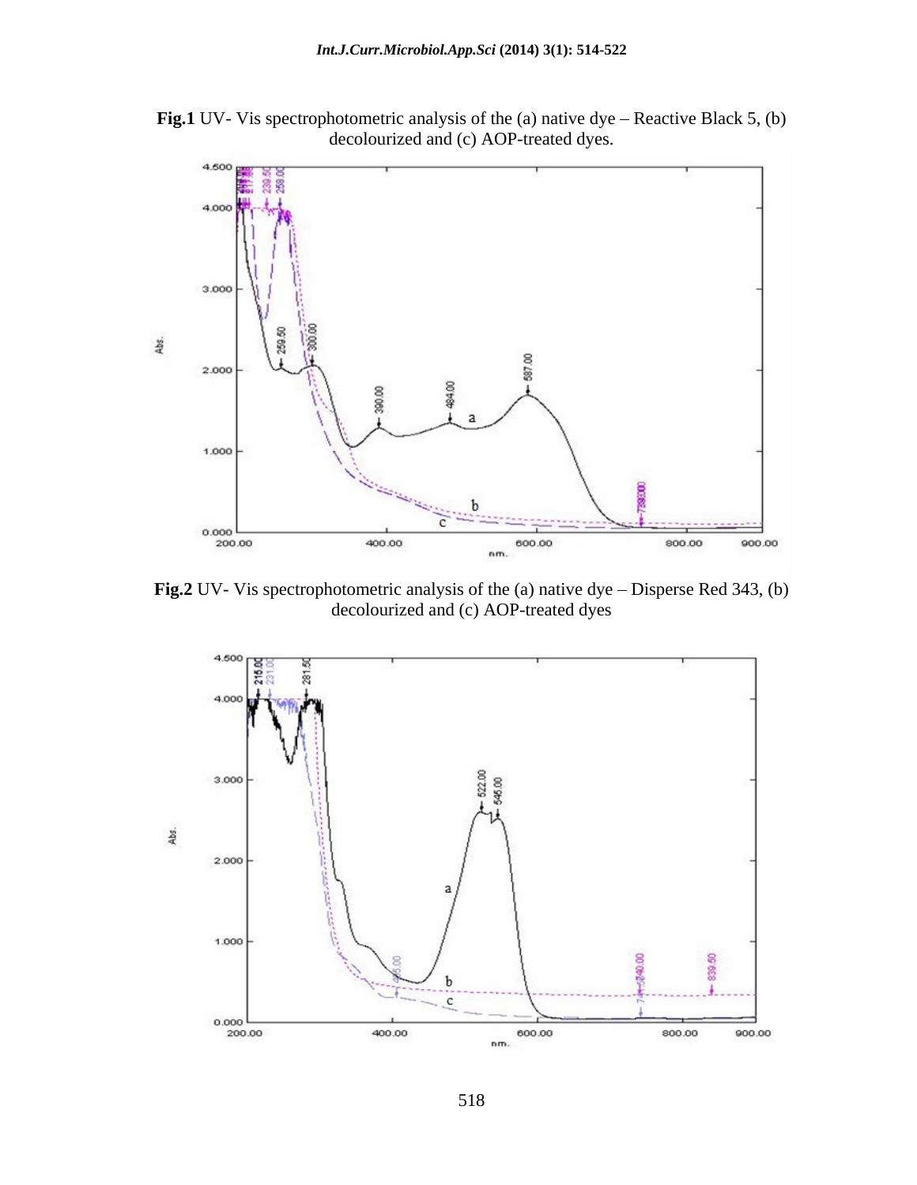**Fig.1** UV- Vis spectrophotometric analysis of the (a) native dye – Reactive Black 5, (b) decolourized and (c) AOP-treated dyes.

**Fig.2** UV- Vis spectrophotometric analysis of the (a) native dye – Disperse Red 343, (b) decolourized and (c) AOP-treated dyes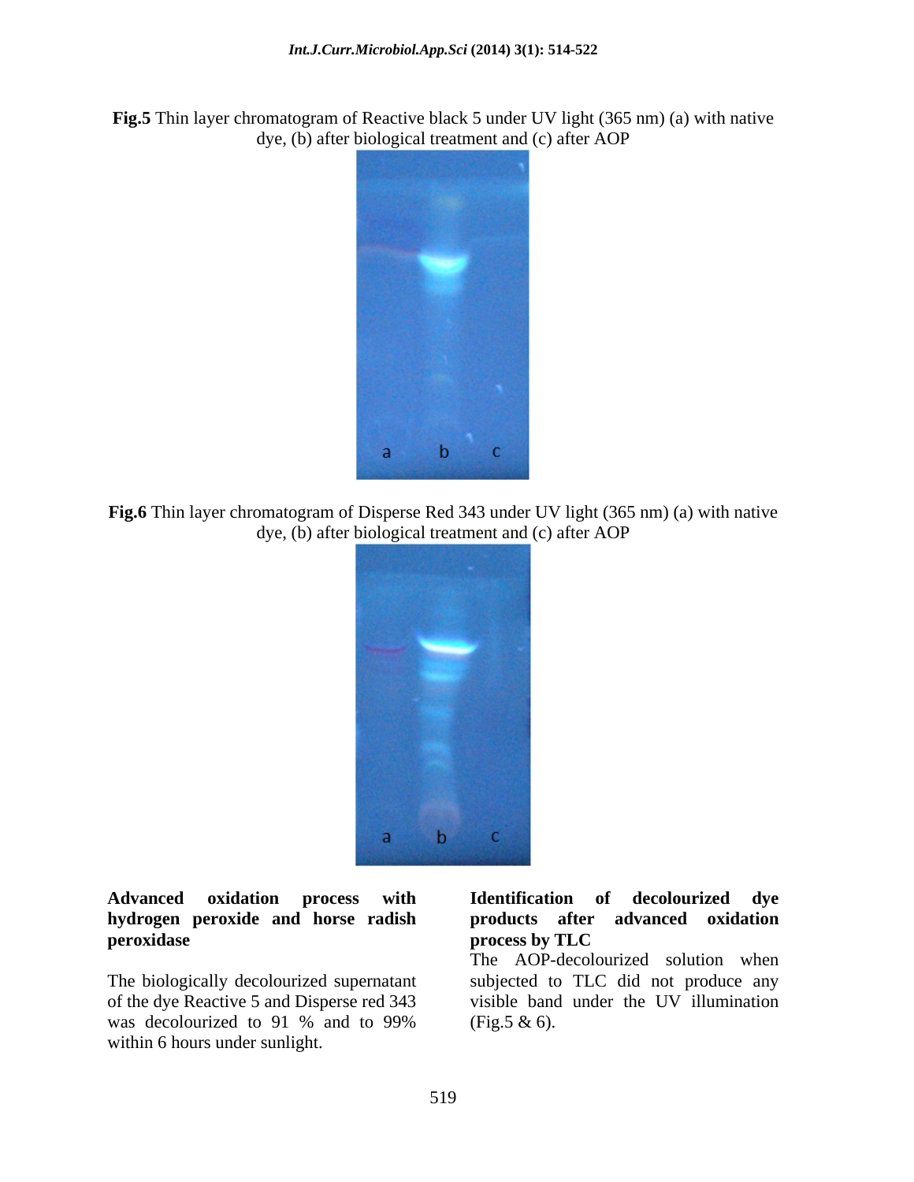**Fig.5** Thin layer chromatogram of Reactive black 5 under UV light (365 nm) (a) with native dye, (b) after biological treatment and (c) after AOP

**Fig.6** Thin layer chromatogram of Disperse Red 343 under UV light (365 nm) (a) with native dye, (b) after biological treatment and (c) after AOP

**Advanced oxidation process with hydrogen peroxide and horse radish peroxidase**

The biologically decolourized supernatant of the dye Reactive 5 and Disperse red 343 was decolourized to 91 % and to 99% within 6 hours under sunlight.

**Identification of decolourized dye products after advanced oxidation process by TLC**

The AOP-decolourized solution when subjected to TLC did not produce any visible band under the UV illumination (Fig.5 & 6).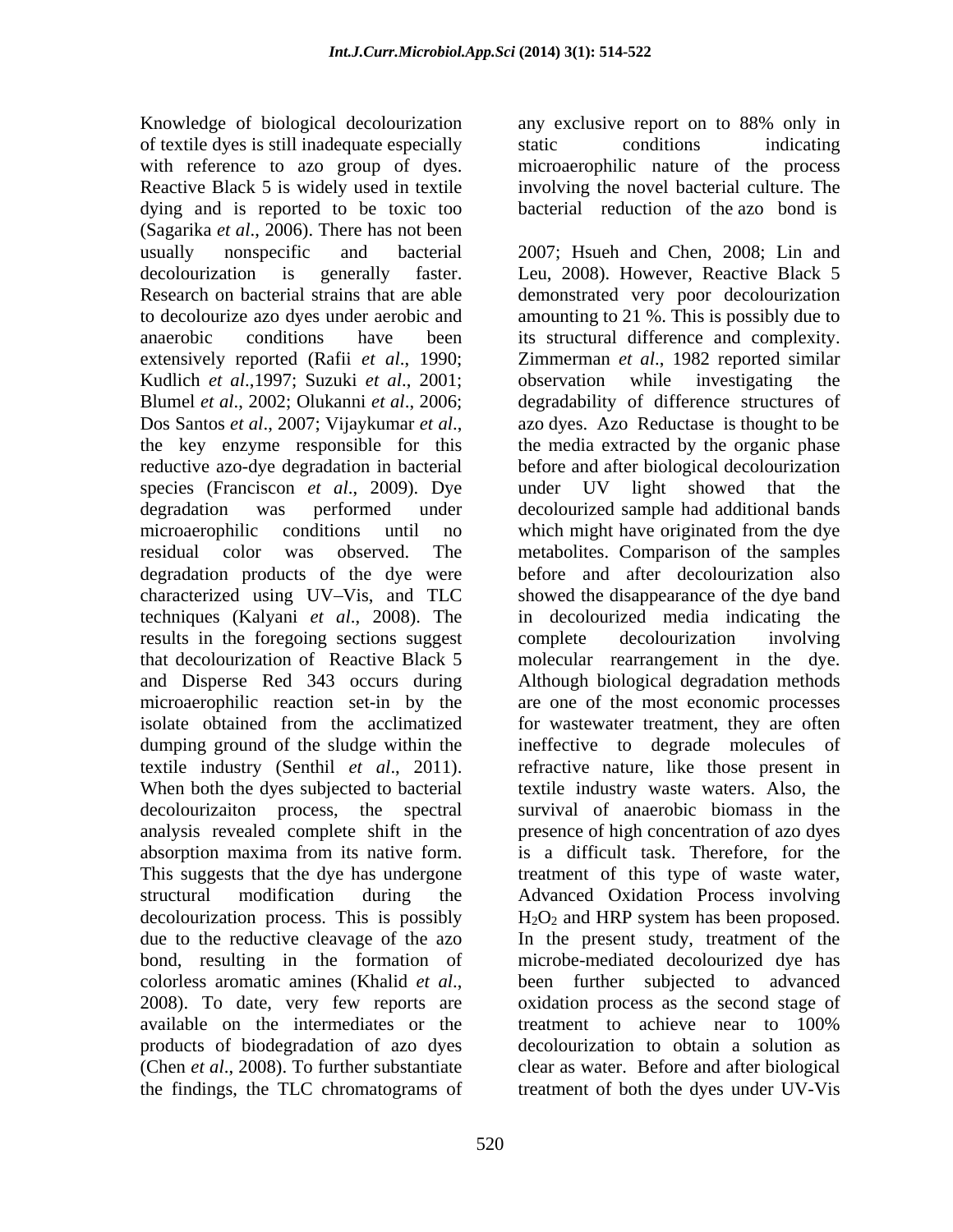Knowledge of biological decolourization of textile dyes is still inadequate especially with reference to azo group of dyes. Reactive Black 5 is widely used in textile dying and is reported to be toxic too (Sagarika *et al*., 2006). There has not been usually nonspecific and bacterial decolourization is generally faster. Research on bacterial strains that are able to decolourize azo dyes under aerobic and anaerobic conditions have been extensively reported (Rafii *et al*., 1990; Kudlich *et al*.,1997; Suzuki *et al*., 2001; Blumel *et al*., 2002; Olukanni *et al*., 2006; Dos Santos *et al*., 2007; Vijaykumar *et al*., the key enzyme responsible for this reductive azo-dye degradation in bacterial species (Franciscon *et al*., 2009). Dye degradation was performed under microaerophilic conditions until no residual color was observed. The degradation products of the dye were characterized using UV–Vis, and TLC techniques (Kalyani *et al*., 2008). The results in the foregoing sections suggest that decolourization of Reactive Black 5 and Disperse Red 343 occurs during microaerophilic reaction set-in by the isolate obtained from the acclimatized dumping ground of the sludge within the textile industry (Senthil *et al*., 2011). When both the dyes subjected to bacterial decolourizaiton process, the spectral analysis revealed complete shift in the absorption maxima from its native form. This suggests that the dye has undergone structural modification during the decolourization process. This is possibly due to the reductive cleavage of the azo bond, resulting in the formation of colorless aromatic amines (Khalid *et al*., 2008). To date, very few reports are available on the intermediates or the products of biodegradation of azo dyes (Chen *et al*., 2008). To further substantiate the findings, the TLC chromatograms of any exclusive report on to 88% only in static conditions indicating microaerophilic nature of the process involving the novel bacterial culture. The bacterial reduction of the azo bond is

2007; Hsueh and Chen, 2008; Lin and Leu, 2008). However, Reactive Black 5 demonstrated very poor decolourization amounting to 21 %. This is possibly due to its structural difference and complexity. Zimmerman *et al*., 1982 reported similar observation while investigating the degradability of difference structures of azo dyes. Azo Reductase is thought to be the media extracted by the organic phase before and after biological decolourization under UV light showed that the decolourized sample had additional bands which might have originated from the dye metabolites. Comparison of the samples before and after decolourization also showed the disappearance of the dye band in decolourized media indicating the complete decolourization involving molecular rearrangement in the dye. Although biological degradation methods are one of the most economic processes for wastewater treatment, they are often ineffective to degrade molecules of refractive nature, like those present in textile industry waste waters. Also, the survival of anaerobic biomass in the presence of high concentration of azo dyes is a difficult task. Therefore, for the treatment of this type of waste water, Advanced Oxidation Process involving $H_2O_2$ and HRP system has been proposed. In the present study, treatment of the microbe-mediated decolourized dye has been further subjected to advanced oxidation process as the second stage of treatment to achieve near to 100% decolourization to obtain a solution as clear as water. Before and after biological treatment of both the dyes under UV-Vis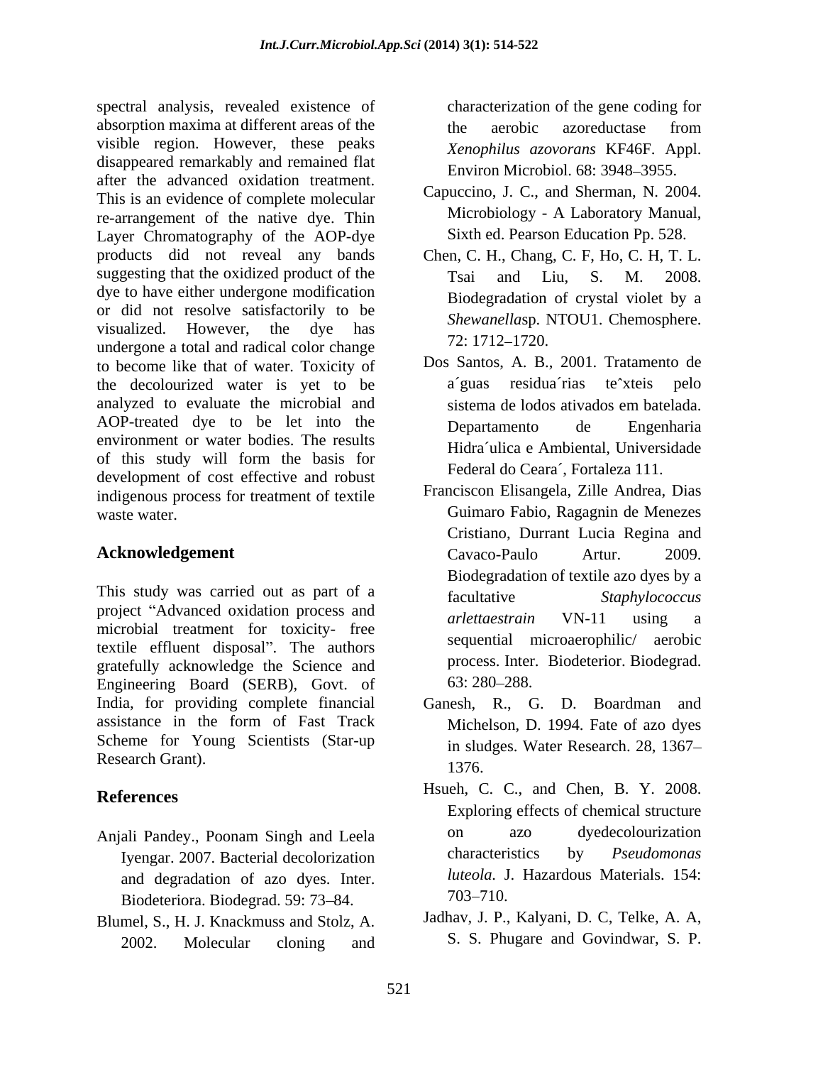spectral analysis, revealed existence of absorption maxima at different areas of the visible region. However, these peaks disappeared remarkably and remained flat after the advanced oxidation treatment. This is an evidence of complete molecular re-arrangement of the native dye. Thin Layer Chromatography of the AOP-dye products did not reveal any bands suggesting that the oxidized product of the dye to have either undergone modification or did not resolve satisfactorily to be visualized. However, the dye has undergone a total and radical color change to become like that of water. Toxicity of the decolourized water is yet to be analyzed to evaluate the microbial and AOP-treated dye to be let into the environment or water bodies. The results of this study will form the basis for development of cost effective and robust indigenous process for treatment of textile waste water.

## Acknowledgement

This study was carried out as part of a project "Advanced oxidation process and microbial treatment for toxicity- free textile effluent disposal". The authors gratefully acknowledge the Science and Engineering Board (SERB), Govt. of India, for providing complete financial assistance in the form of Fast Track Scheme for Young Scientists (Star-up Research Grant).

## References

Anjali Pandey., Poonam Singh and Leela Iyengar. 2007. Bacterial decolorization and degradation of azo dyes. Inter. Biodeteriora. Biodegrad. 59: 73–84.

Blumel, S., H. J. Knackmuss and Stolz, A. 2002. Molecular cloning and characterization of the gene coding for the aerobic azoreductase from *Xenophilus azovorans* KF46F. Appl. Environ Microbiol. 68: 3948–3955.

Capuccino, J. C., and Sherman, N. 2004. Microbiology - A Laboratory Manual, Sixth ed. Pearson Education Pp. 528.

Chen, C. H., Chang, C. F, Ho, C. H, T. L. Tsai and Liu, S. M. 2008. Biodegradation of crystal violet by a *Shewanella*sp. NTOU1. Chemosphere. 72: 1712–1720.

Dos Santos, A. B., 2001. Tratamento de a´guas residua´rias te^xteis pelo sistema de lodos ativados em batelada. Departamento de Engenharia Hidra´ulica e Ambiental, Universidade Federal do Ceara´, Fortaleza 111.

Franciscon Elisangela, Zille Andrea, Dias Guimaro Fabio, Ragagnin de Menezes Cristiano, Durrant Lucia Regina and Cavaco-Paulo Artur. 2009. Biodegradation of textile azo dyes by a facultative *Staphylococcus arlettaestrain* VN-11 using a sequential microaerophilic/ aerobic process. Inter. Biodeterior. Biodegrad. 63: 280–288.

Ganesh, R., G. D. Boardman and Michelson, D. 1994. Fate of azo dyes in sludges. Water Research. 28, 1367–1376.

Hsueh, C. C., and Chen, B. Y. 2008. Exploring effects of chemical structure on azo dyedecolourization characteristics by *Pseudomonas luteola.* J. Hazardous Materials. 154: 703–710.

Jadhav, J. P., Kalyani, D. C, Telke, A. A, S. S. Phugare and Govindwar, S. P.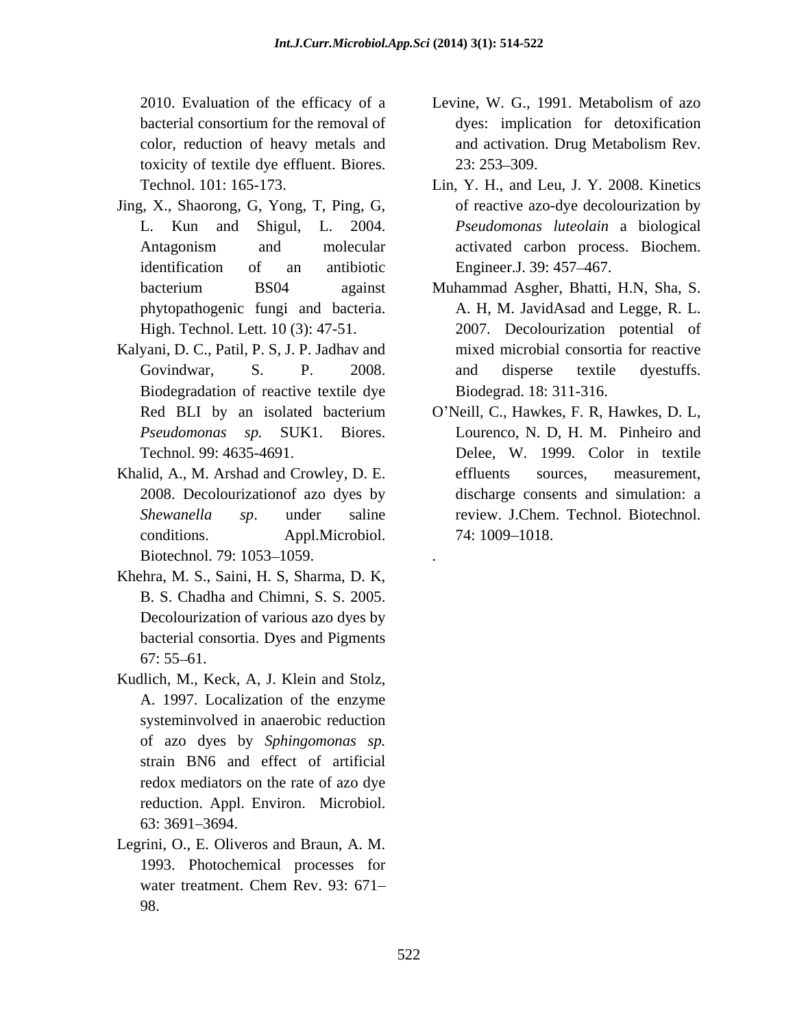2010. Evaluation of the efficacy of a bacterial consortium for the removal of color, reduction of heavy metals and toxicity of textile dye effluent. Biores. Technol. 101: 165-173.

Jing, X., Shaorong, G, Yong, T, Ping, G, L. Kun and Shigul, L. 2004. Antagonism and molecular identification of an antibiotic bacterium BS04 against phytopathogenic fungi and bacteria. High. Technol. Lett. 10 (3): 47-51.

Kalyani, D. C., Patil, P. S, J. P. Jadhav and Govindwar, S. P. 2008. Biodegradation of reactive textile dye Red BLI by an isolated bacterium *Pseudomonas sp.* SUK1. Biores. Technol. 99: 4635-4691.

Khalid, A., M. Arshad and Crowley, D. E. 2008. Decolourizationof azo dyes by *Shewanella sp*. under saline conditions. Appl.Microbiol. Biotechnol. 79: 1053–1059.

Khehra, M. S., Saini, H. S, Sharma, D. K, B. S. Chadha and Chimni, S. S. 2005. Decolourization of various azo dyes by bacterial consortia. Dyes and Pigments 67: 55–61.

Kudlich, M., Keck, A, J. Klein and Stolz, A. 1997. Localization of the enzyme systeminvolved in anaerobic reduction of azo dyes by *Sphingomonas sp.* strain BN6 and effect of artificial redox mediators on the rate of azo dye reduction. Appl. Environ. Microbiol. 63: 3691–3694.

Legrini, O., E. Oliveros and Braun, A. M. 1993. Photochemical processes for water treatment. Chem Rev. 93: 671–98.

Levine, W. G., 1991. Metabolism of azo dyes: implication for detoxification and activation. Drug Metabolism Rev. 23: 253–309.

Lin, Y. H., and Leu, J. Y. 2008. Kinetics of reactive azo-dye decolourization by *Pseudomonas luteolain* a biological activated carbon process. Biochem. Engineer.J. 39: 457–467.

Muhammad Asgher, Bhatti, H.N, Sha, S. A. H, M. JavidAsad and Legge, R. L. 2007. Decolourization potential of mixed microbial consortia for reactive and disperse textile dyestuffs. Biodegrad. 18: 311-316.

O'Neill, C., Hawkes, F. R, Hawkes, D. L, Lourenco, N. D, H. M. Pinheiro and Delee, W. 1999. Color in textile effluents sources, measurement, discharge consents and simulation: a review. J.Chem. Technol. Biotechnol. 74: 1009–1018.